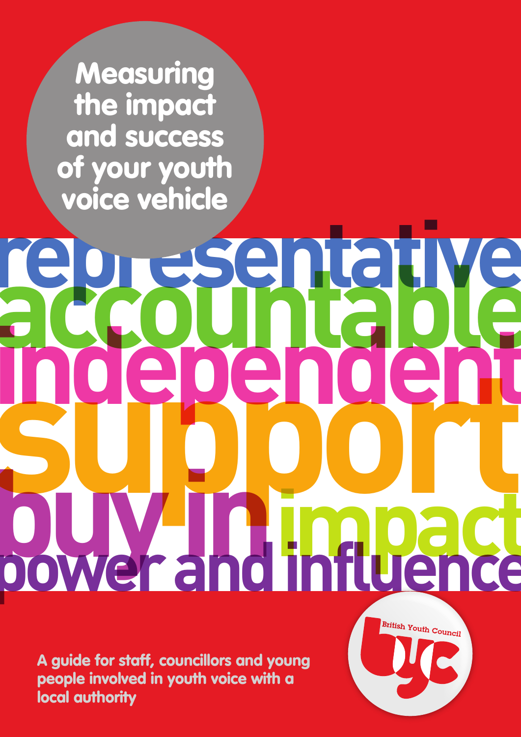# Measuring the impact and success of your youth voice vehicle

representative

accountable

independent

support

buy in

impact

power and influence

A guide for staff, councillors and young people involved in youth voice with a local authority

British Youth Council

byc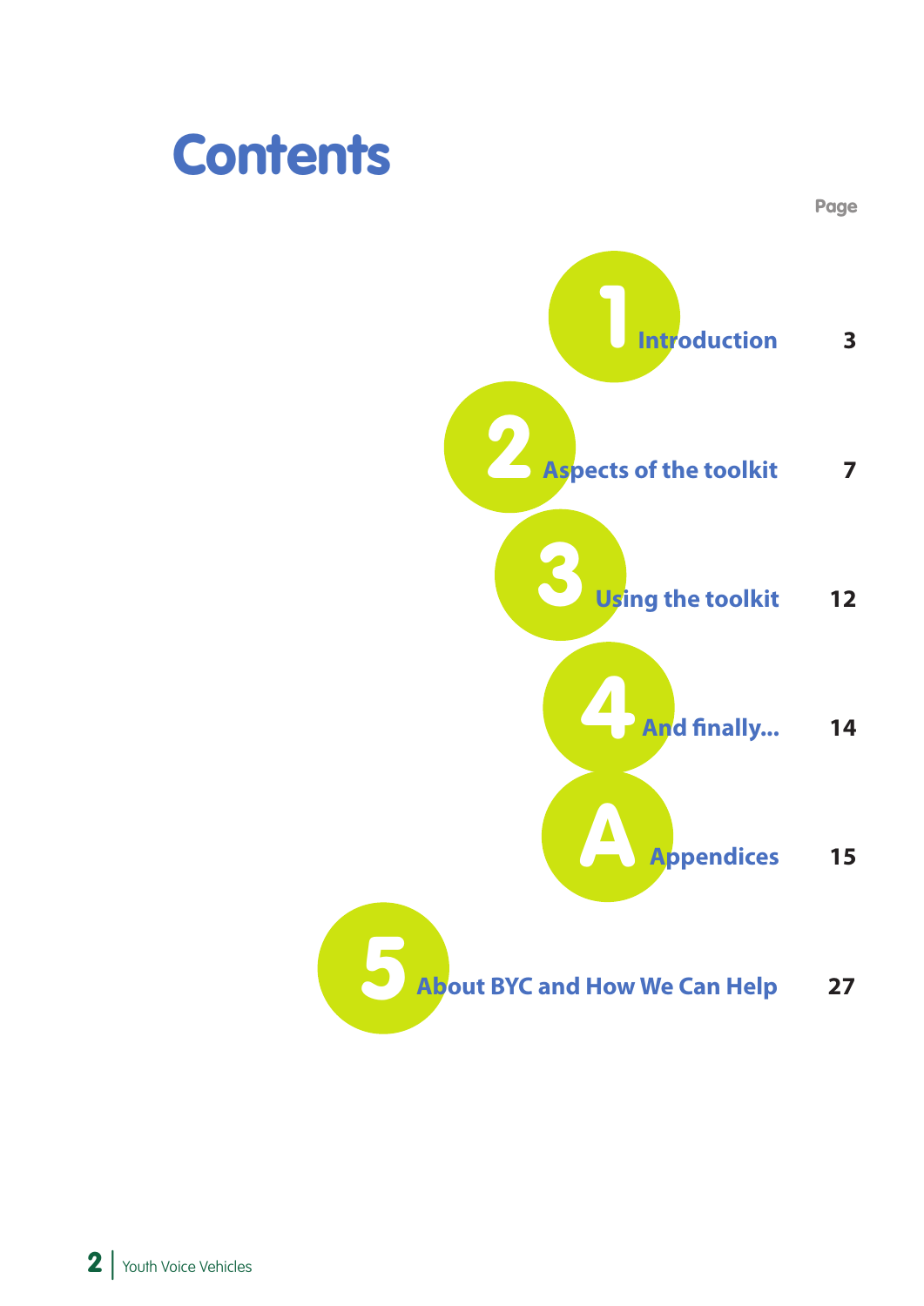# Contents

| | | Page |
|---|---|---|
| 1 | Introduction | 3 |
| 2 | Aspects of the toolkit | 7 |
| 3 | Using the toolkit | 12 |
| 4 | And finally... | 14 |
| A | Appendices | 15 |
| 5 | About BYC and How We Can Help | 27 |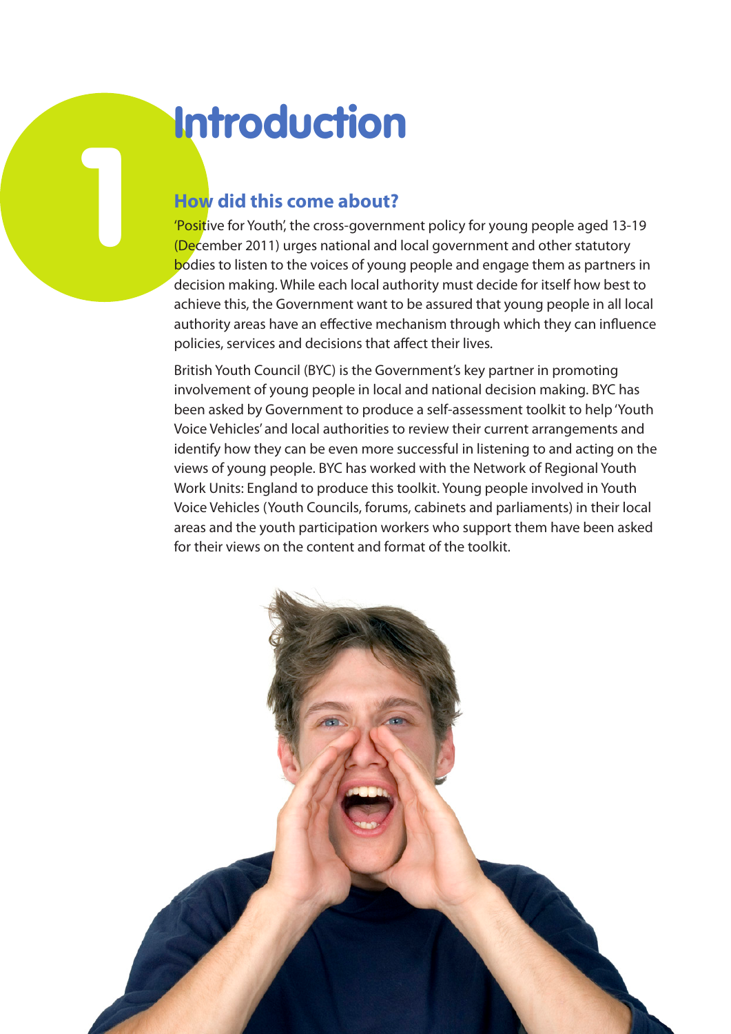# 1 Introduction

## How did this come about?

'Positive for Youth', the cross-government policy for young people aged 13-19 (December 2011) urges national and local government and other statutory bodies to listen to the voices of young people and engage them as partners in decision making. While each local authority must decide for itself how best to achieve this, the Government want to be assured that young people in all local authority areas have an effective mechanism through which they can influence policies, services and decisions that affect their lives.

British Youth Council (BYC) is the Government's key partner in promoting involvement of young people in local and national decision making. BYC has been asked by Government to produce a self-assessment toolkit to help 'Youth Voice Vehicles' and local authorities to review their current arrangements and identify how they can be even more successful in listening to and acting on the views of young people. BYC has worked with the Network of Regional Youth Work Units: England to produce this toolkit. Young people involved in Youth Voice Vehicles (Youth Councils, forums, cabinets and parliaments) in their local areas and the youth participation workers who support them have been asked for their views on the content and format of the toolkit.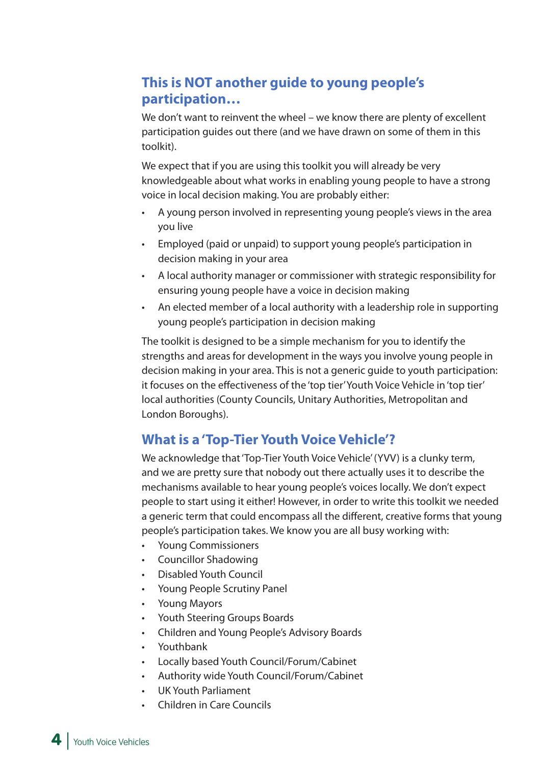## This is NOT another guide to young people's participation…

We don't want to reinvent the wheel – we know there are plenty of excellent participation guides out there (and we have drawn on some of them in this toolkit).

We expect that if you are using this toolkit you will already be very knowledgeable about what works in enabling young people to have a strong voice in local decision making. You are probably either:

- A young person involved in representing young people's views in the area you live
- Employed (paid or unpaid) to support young people's participation in decision making in your area
- A local authority manager or commissioner with strategic responsibility for ensuring young people have a voice in decision making
- An elected member of a local authority with a leadership role in supporting young people's participation in decision making

The toolkit is designed to be a simple mechanism for you to identify the strengths and areas for development in the ways you involve young people in decision making in your area. This is not a generic guide to youth participation: it focuses on the effectiveness of the 'top tier' Youth Voice Vehicle in 'top tier' local authorities (County Councils, Unitary Authorities, Metropolitan and London Boroughs).

## What is a 'Top-Tier Youth Voice Vehicle'?

We acknowledge that 'Top-Tier Youth Voice Vehicle' (YVV) is a clunky term, and we are pretty sure that nobody out there actually uses it to describe the mechanisms available to hear young people's voices locally. We don't expect people to start using it either! However, in order to write this toolkit we needed a generic term that could encompass all the different, creative forms that young people's participation takes. We know you are all busy working with:

- Young Commissioners
- Councillor Shadowing
- Disabled Youth Council
- Young People Scrutiny Panel
- Young Mayors
- Youth Steering Groups Boards
- Children and Young People's Advisory Boards
- Youthbank
- Locally based Youth Council/Forum/Cabinet
- Authority wide Youth Council/Forum/Cabinet
- UK Youth Parliament
- Children in Care Councils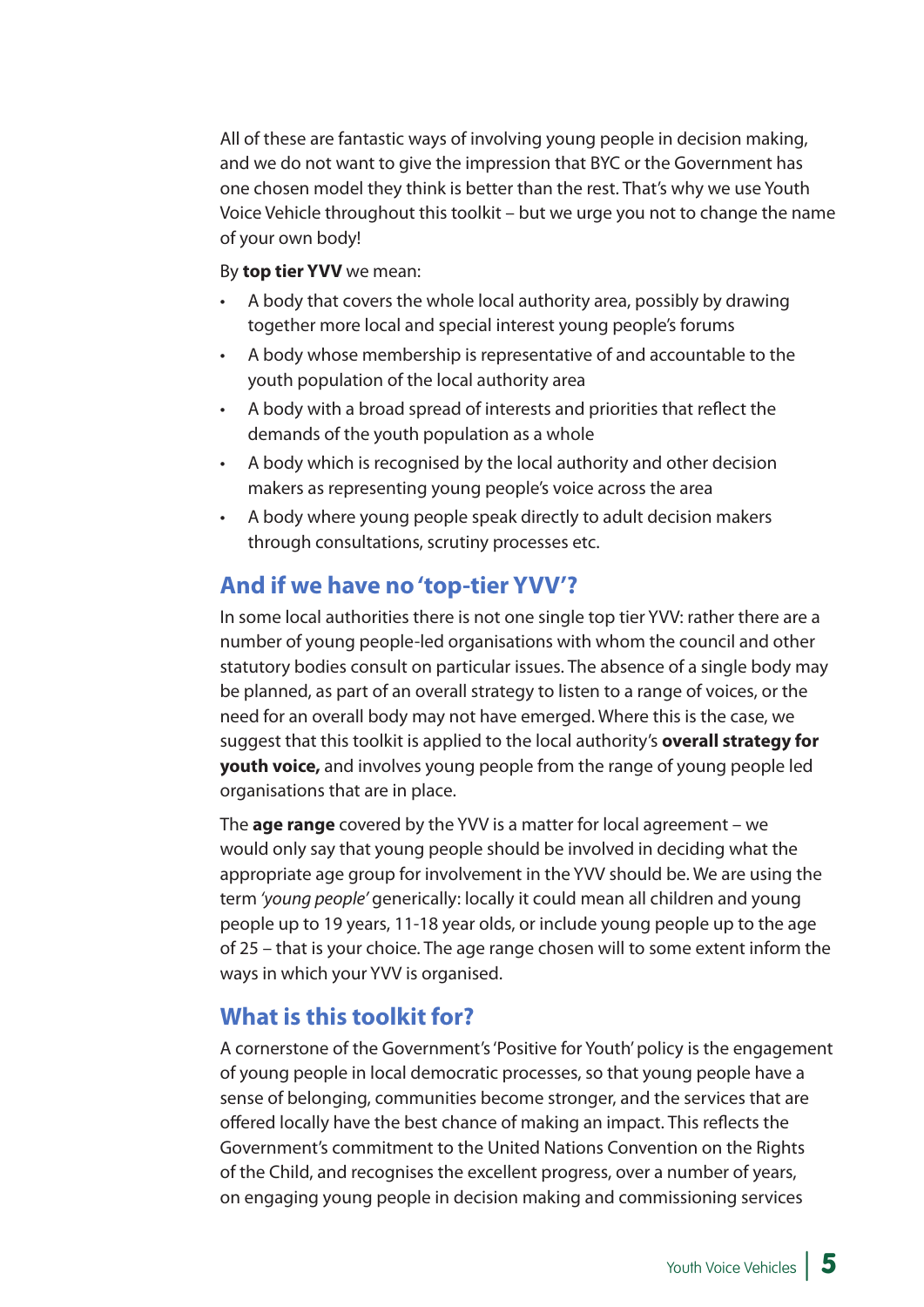All of these are fantastic ways of involving young people in decision making, and we do not want to give the impression that BYC or the Government has one chosen model they think is better than the rest. That's why we use Youth Voice Vehicle throughout this toolkit – but we urge you not to change the name of your own body!

By **top tier YVV** we mean:

- A body that covers the whole local authority area, possibly by drawing together more local and special interest young people's forums
- A body whose membership is representative of and accountable to the youth population of the local authority area
- A body with a broad spread of interests and priorities that reflect the demands of the youth population as a whole
- A body which is recognised by the local authority and other decision makers as representing young people's voice across the area
- A body where young people speak directly to adult decision makers through consultations, scrutiny processes etc.

## And if we have no 'top-tier YVV'?

In some local authorities there is not one single top tier YVV: rather there are a number of young people-led organisations with whom the council and other statutory bodies consult on particular issues. The absence of a single body may be planned, as part of an overall strategy to listen to a range of voices, or the need for an overall body may not have emerged. Where this is the case, we suggest that this toolkit is applied to the local authority's **overall strategy for youth voice,** and involves young people from the range of young people led organisations that are in place.

The **age range** covered by the YVV is a matter for local agreement – we would only say that young people should be involved in deciding what the appropriate age group for involvement in the YVV should be. We are using the term *'young people'* generically: locally it could mean all children and young people up to 19 years, 11-18 year olds, or include young people up to the age of 25 – that is your choice. The age range chosen will to some extent inform the ways in which your YVV is organised.

## What is this toolkit for?

A cornerstone of the Government's 'Positive for Youth' policy is the engagement of young people in local democratic processes, so that young people have a sense of belonging, communities become stronger, and the services that are offered locally have the best chance of making an impact. This reflects the Government's commitment to the United Nations Convention on the Rights of the Child, and recognises the excellent progress, over a number of years, on engaging young people in decision making and commissioning services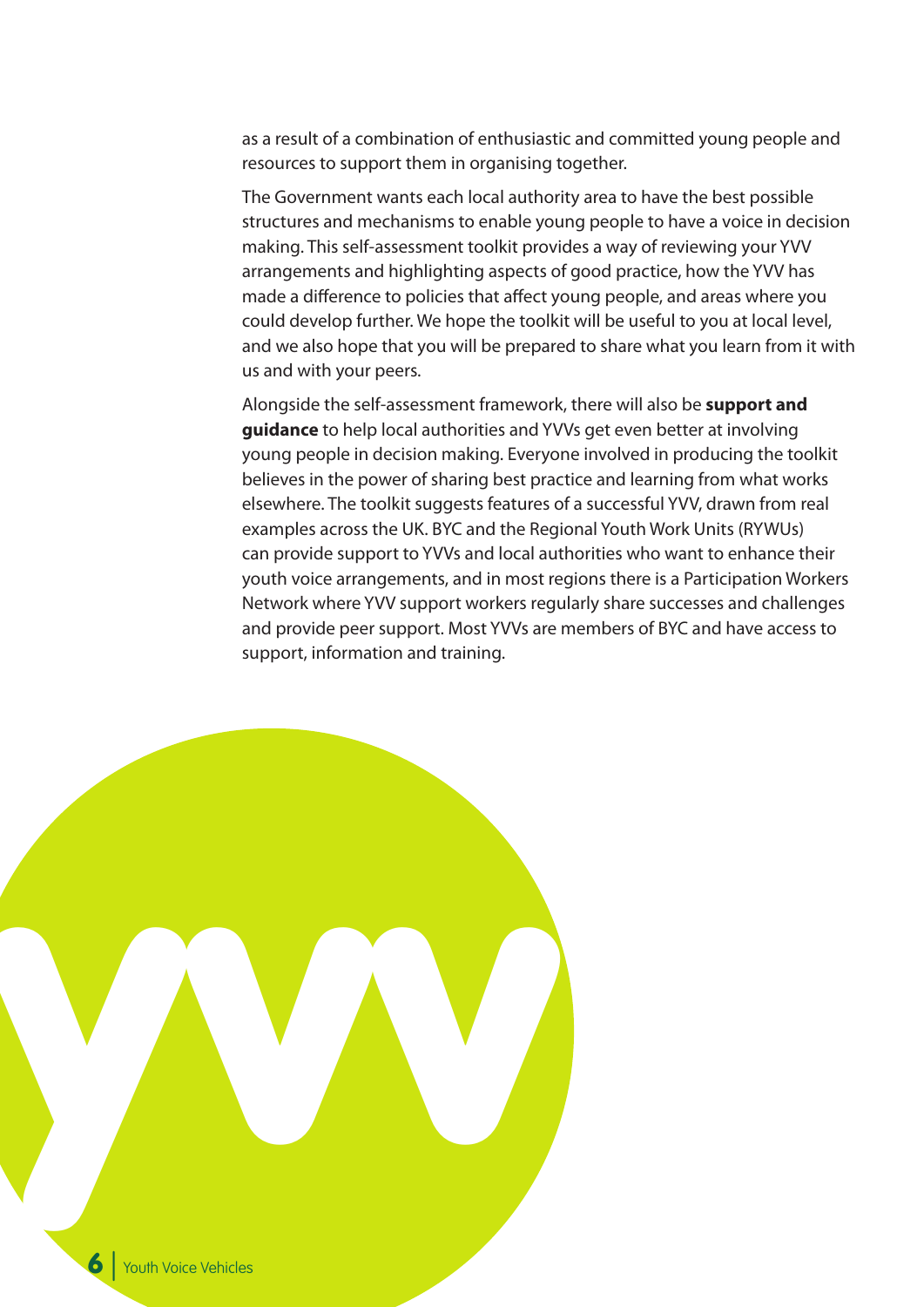as a result of a combination of enthusiastic and committed young people and resources to support them in organising together.

The Government wants each local authority area to have the best possible structures and mechanisms to enable young people to have a voice in decision making. This self-assessment toolkit provides a way of reviewing your YVV arrangements and highlighting aspects of good practice, how the YVV has made a difference to policies that affect young people, and areas where you could develop further. We hope the toolkit will be useful to you at local level, and we also hope that you will be prepared to share what you learn from it with us and with your peers.

Alongside the self-assessment framework, there will also be **support and guidance** to help local authorities and YVVs get even better at involving young people in decision making. Everyone involved in producing the toolkit believes in the power of sharing best practice and learning from what works elsewhere. The toolkit suggests features of a successful YVV, drawn from real examples across the UK. BYC and the Regional Youth Work Units (RYWUs) can provide support to YVVs and local authorities who want to enhance their youth voice arrangements, and in most regions there is a Participation Workers Network where YVV support workers regularly share successes and challenges and provide peer support. Most YVVs are members of BYC and have access to support, information and training.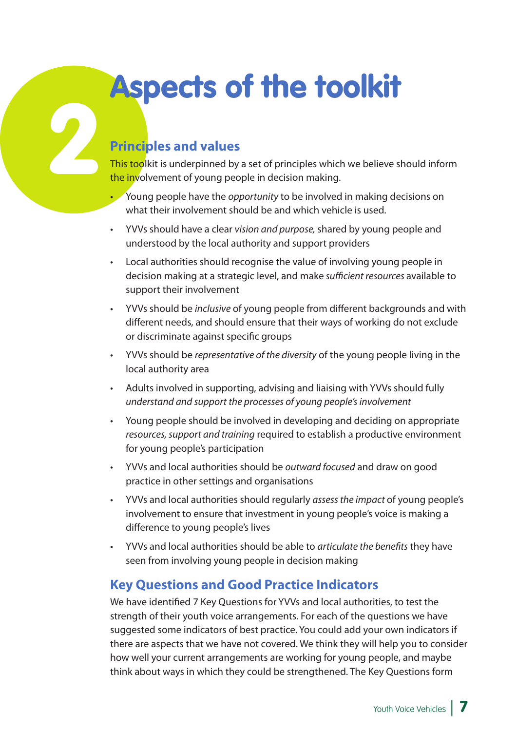# 2 Aspects of the toolkit

## Principles and values

This toolkit is underpinned by a set of principles which we believe should inform the involvement of young people in decision making.

- Young people have the *opportunity* to be involved in making decisions on what their involvement should be and which vehicle is used.
- YVVs should have a clear *vision and purpose,* shared by young people and understood by the local authority and support providers
- Local authorities should recognise the value of involving young people in decision making at a strategic level, and make *sufficient resources* available to support their involvement
- YVVs should be *inclusive* of young people from different backgrounds and with different needs, and should ensure that their ways of working do not exclude or discriminate against specific groups
- YVVs should be *representative of the diversity* of the young people living in the local authority area
- Adults involved in supporting, advising and liaising with YVVs should fully *understand and support the processes of young people's involvement*
- Young people should be involved in developing and deciding on appropriate *resources, support and training* required to establish a productive environment for young people's participation
- YVVs and local authorities should be *outward focused* and draw on good practice in other settings and organisations
- YVVs and local authorities should regularly *assess the impact* of young people's involvement to ensure that investment in young people's voice is making a difference to young people's lives
- YVVs and local authorities should be able to *articulate the benefits* they have seen from involving young people in decision making

## Key Questions and Good Practice Indicators

We have identified 7 Key Questions for YVVs and local authorities, to test the strength of their youth voice arrangements. For each of the questions we have suggested some indicators of best practice. You could add your own indicators if there are aspects that we have not covered. We think they will help you to consider how well your current arrangements are working for young people, and maybe think about ways in which they could be strengthened. The Key Questions form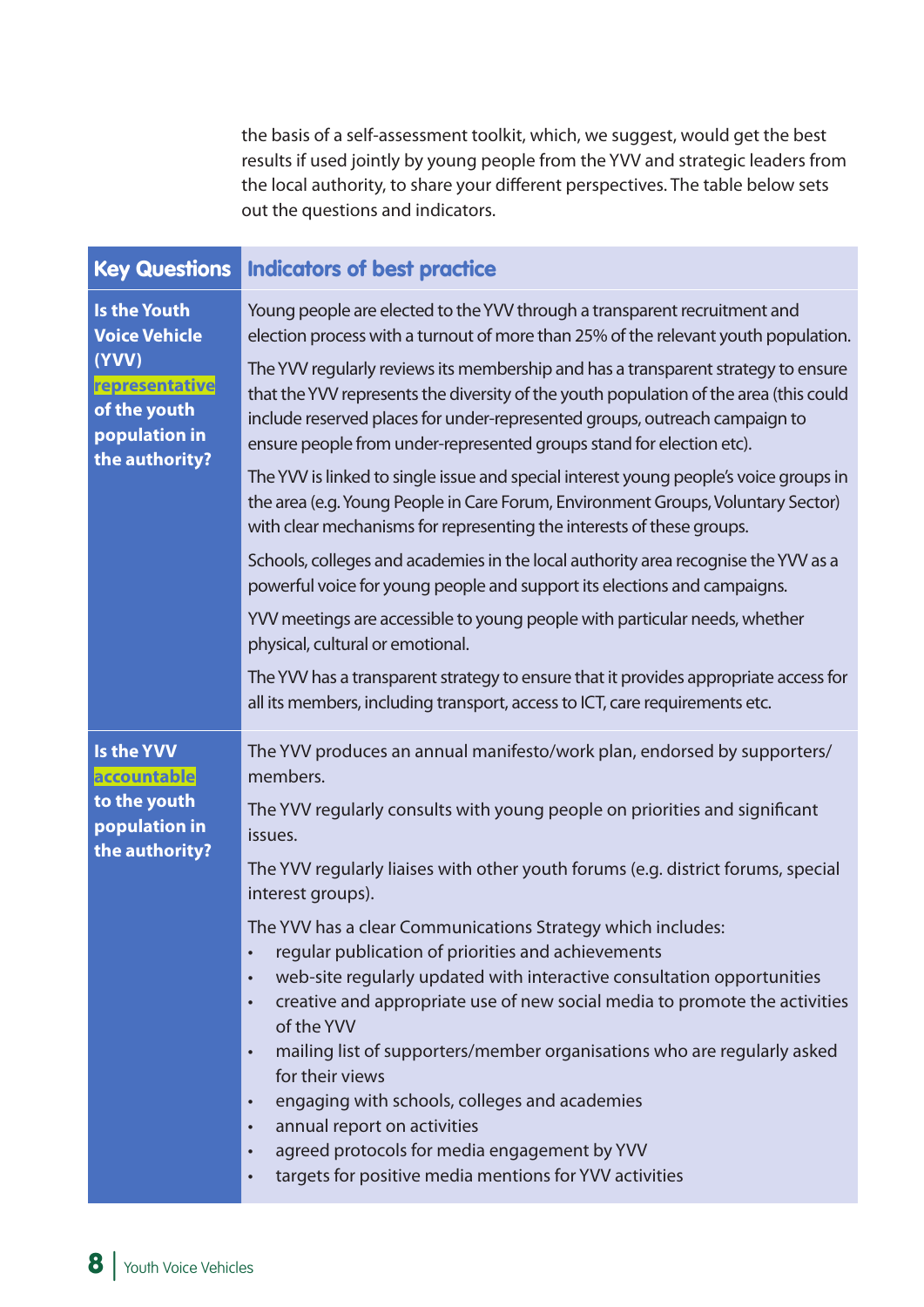the basis of a self-assessment toolkit, which, we suggest, would get the best results if used jointly by young people from the YVV and strategic leaders from the local authority, to share your different perspectives. The table below sets out the questions and indicators.

| Key Questions | Indicators of best practice |
|---|---|
| **Is the Youth Voice Vehicle (YVV) representative of the youth population in the authority?** | Young people are elected to the YVV through a transparent recruitment and election process with a turnout of more than 25% of the relevant youth population.<br><br>The YVV regularly reviews its membership and has a transparent strategy to ensure that the YVV represents the diversity of the youth population of the area (this could include reserved places for under-represented groups, outreach campaign to ensure people from under-represented groups stand for election etc).<br><br>The YVV is linked to single issue and special interest young people's voice groups in the area (e.g. Young People in Care Forum, Environment Groups, Voluntary Sector) with clear mechanisms for representing the interests of these groups.<br><br>Schools, colleges and academies in the local authority area recognise the YVV as a powerful voice for young people and support its elections and campaigns.<br><br>YVV meetings are accessible to young people with particular needs, whether physical, cultural or emotional.<br><br>The YVV has a transparent strategy to ensure that it provides appropriate access for all its members, including transport, access to ICT, care requirements etc. |
| **Is the YVV accountable to the youth population in the authority?** | The YVV produces an annual manifesto/work plan, endorsed by supporters/ members.<br><br>The YVV regularly consults with young people on priorities and significant issues.<br><br>The YVV regularly liaises with other youth forums (e.g. district forums, special interest groups).<br><br>The YVV has a clear Communications Strategy which includes:<br>• regular publication of priorities and achievements<br>• web-site regularly updated with interactive consultation opportunities<br>• creative and appropriate use of new social media to promote the activities of the YVV<br>• mailing list of supporters/member organisations who are regularly asked for their views<br>• engaging with schools, colleges and academies<br>• annual report on activities<br>• agreed protocols for media engagement by YVV<br>• targets for positive media mentions for YVV activities |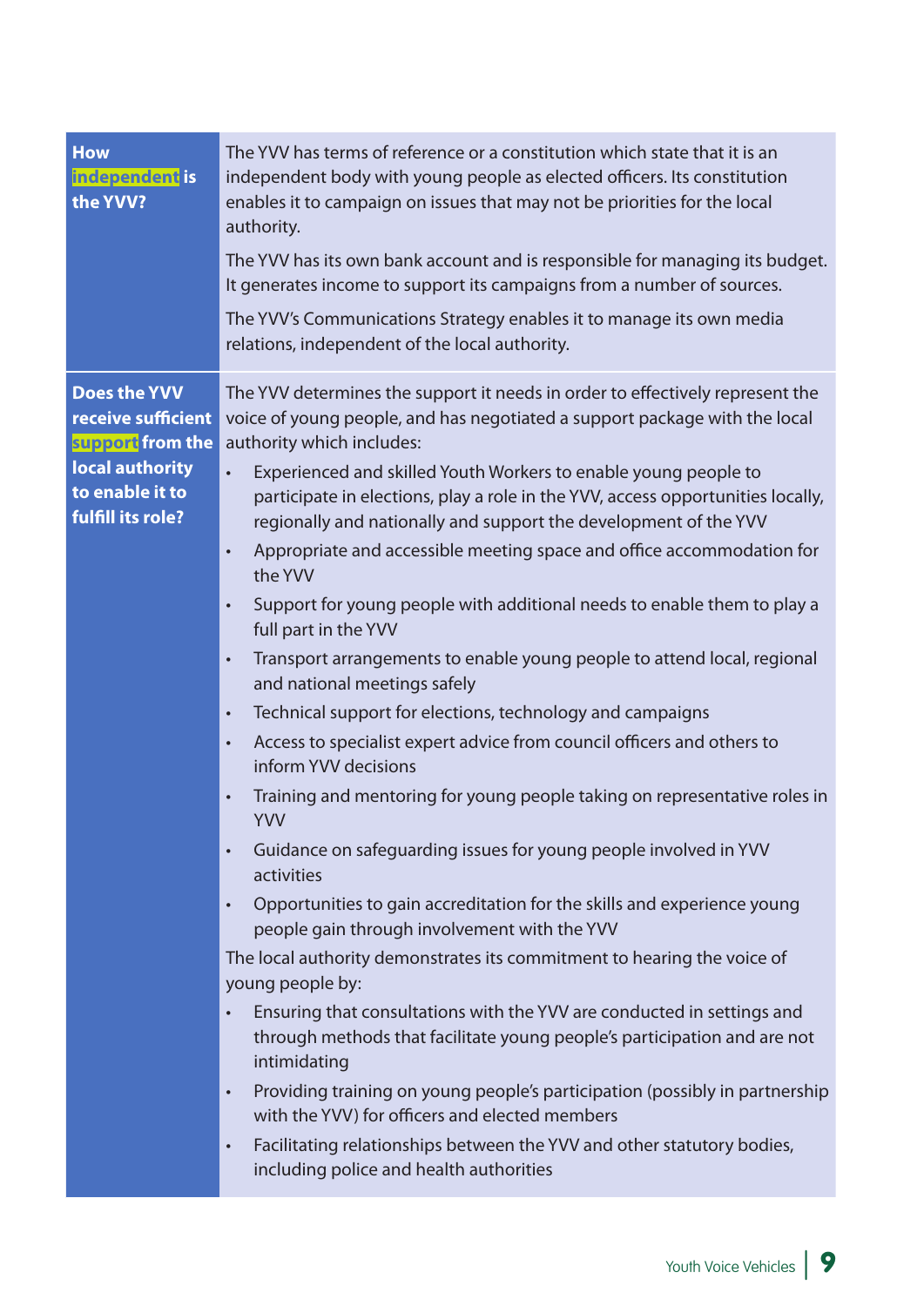| | |
|---|---|
| **How independent is the YVV?** | The YVV has terms of reference or a constitution which state that it is an independent body with young people as elected officers. Its constitution enables it to campaign on issues that may not be priorities for the local authority.<br><br>The YVV has its own bank account and is responsible for managing its budget. It generates income to support its campaigns from a number of sources.<br><br>The YVV's Communications Strategy enables it to manage its own media relations, independent of the local authority. |
| **Does the YVV receive sufficient support from the local authority to enable it to fulfill its role?** | The YVV determines the support it needs in order to effectively represent the voice of young people, and has negotiated a support package with the local authority which includes:<br>• Experienced and skilled Youth Workers to enable young people to participate in elections, play a role in the YVV, access opportunities locally, regionally and nationally and support the development of the YVV<br>• Appropriate and accessible meeting space and office accommodation for the YVV<br>• Support for young people with additional needs to enable them to play a full part in the YVV<br>• Transport arrangements to enable young people to attend local, regional and national meetings safely<br>• Technical support for elections, technology and campaigns<br>• Access to specialist expert advice from council officers and others to inform YVV decisions<br>• Training and mentoring for young people taking on representative roles in YVV<br>• Guidance on safeguarding issues for young people involved in YVV activities<br>• Opportunities to gain accreditation for the skills and experience young people gain through involvement with the YVV<br><br>The local authority demonstrates its commitment to hearing the voice of young people by:<br>• Ensuring that consultations with the YVV are conducted in settings and through methods that facilitate young people's participation and are not intimidating<br>• Providing training on young people's participation (possibly in partnership with the YVV) for officers and elected members<br>• Facilitating relationships between the YVV and other statutory bodies, including police and health authorities |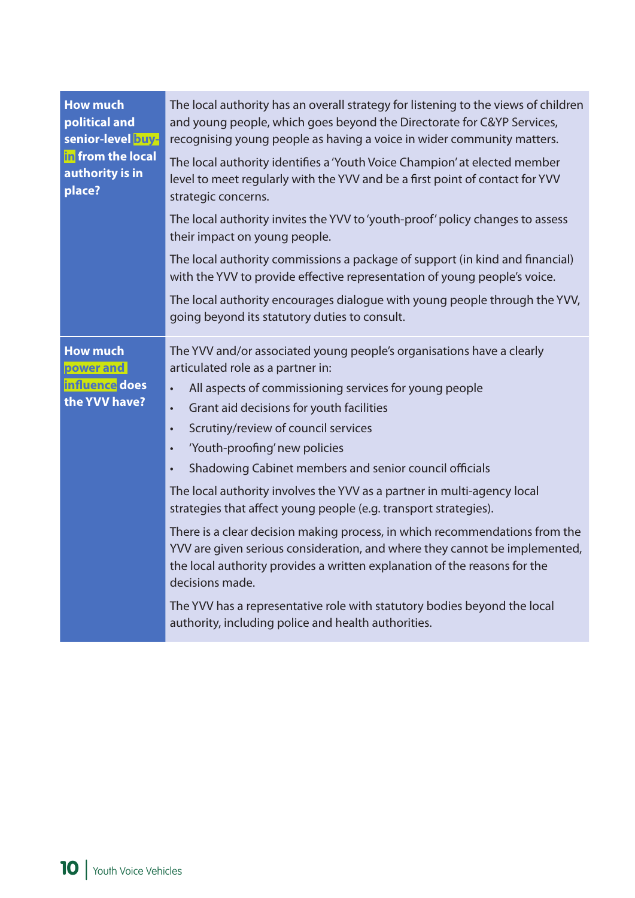| | |
|---|---|
| **How much political and senior-level buy-in from the local authority is in place?** | The local authority has an overall strategy for listening to the views of children and young people, which goes beyond the Directorate for C&YP Services, recognising young people as having a voice in wider community matters.<br><br>The local authority identifies a 'Youth Voice Champion' at elected member level to meet regularly with the YVV and be a first point of contact for YVV strategic concerns.<br><br>The local authority invites the YVV to 'youth-proof' policy changes to assess their impact on young people.<br><br>The local authority commissions a package of support (in kind and financial) with the YVV to provide effective representation of young people's voice.<br><br>The local authority encourages dialogue with young people through the YVV, going beyond its statutory duties to consult. |
| **How much power and influence does the YVV have?** | The YVV and/or associated young people's organisations have a clearly articulated role as a partner in:<br>• All aspects of commissioning services for young people<br>• Grant aid decisions for youth facilities<br>• Scrutiny/review of council services<br>• 'Youth-proofing' new policies<br>• Shadowing Cabinet members and senior council officials<br><br>The local authority involves the YVV as a partner in multi-agency local strategies that affect young people (e.g. transport strategies).<br><br>There is a clear decision making process, in which recommendations from the YVV are given serious consideration, and where they cannot be implemented, the local authority provides a written explanation of the reasons for the decisions made.<br><br>The YVV has a representative role with statutory bodies beyond the local authority, including police and health authorities. |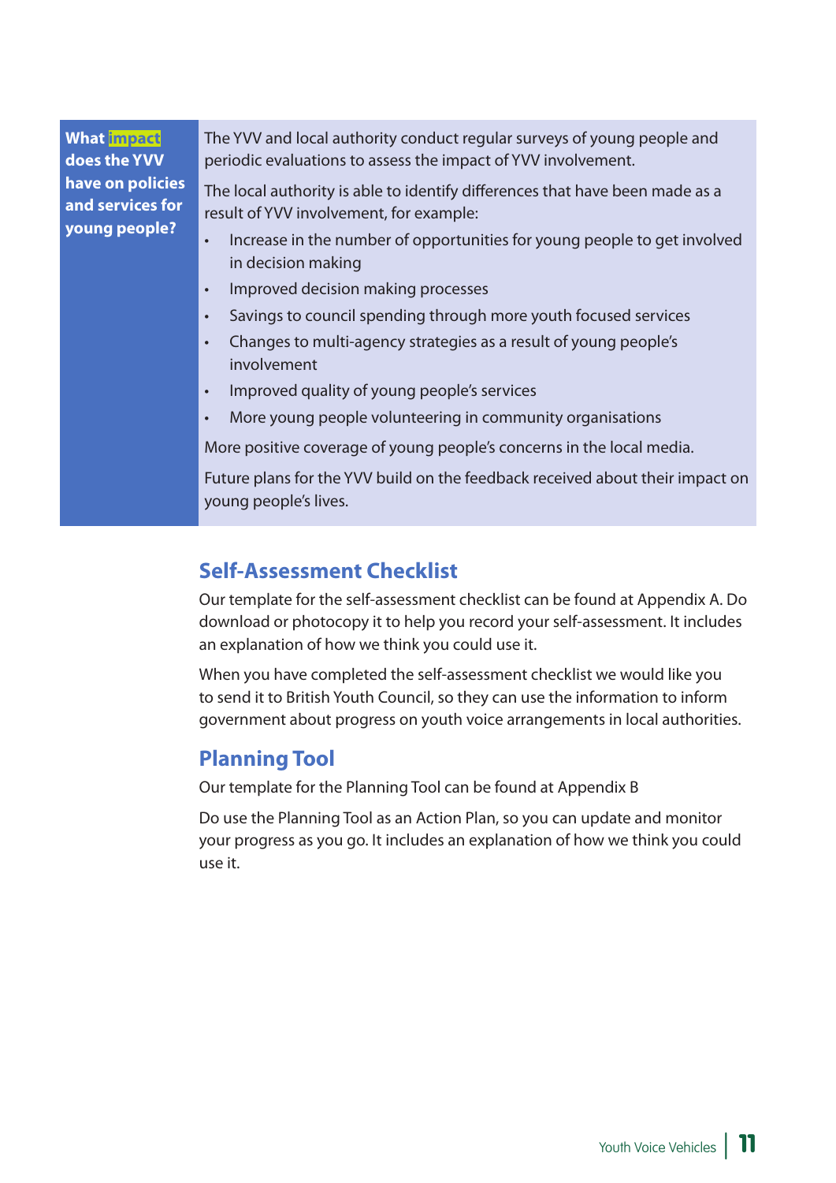| What impact does the YVV have on policies and services for young people? | The YVV and local authority conduct regular surveys of young people and periodic evaluations to assess the impact of YVV involvement.<br><br>The local authority is able to identify differences that have been made as a result of YVV involvement, for example:<br>• Increase in the number of opportunities for young people to get involved in decision making<br>• Improved decision making processes<br>• Savings to council spending through more youth focused services<br>• Changes to multi-agency strategies as a result of young people's involvement<br>• Improved quality of young people's services<br>• More young people volunteering in community organisations<br><br>More positive coverage of young people's concerns in the local media.<br><br>Future plans for the YVV build on the feedback received about their impact on young people's lives. |
|---|---|

## Self-Assessment Checklist

Our template for the self-assessment checklist can be found at Appendix A. Do download or photocopy it to help you record your self-assessment. It includes an explanation of how we think you could use it.

When you have completed the self-assessment checklist we would like you to send it to British Youth Council, so they can use the information to inform government about progress on youth voice arrangements in local authorities.

## Planning Tool

Our template for the Planning Tool can be found at Appendix B

Do use the Planning Tool as an Action Plan, so you can update and monitor your progress as you go. It includes an explanation of how we think you could use it.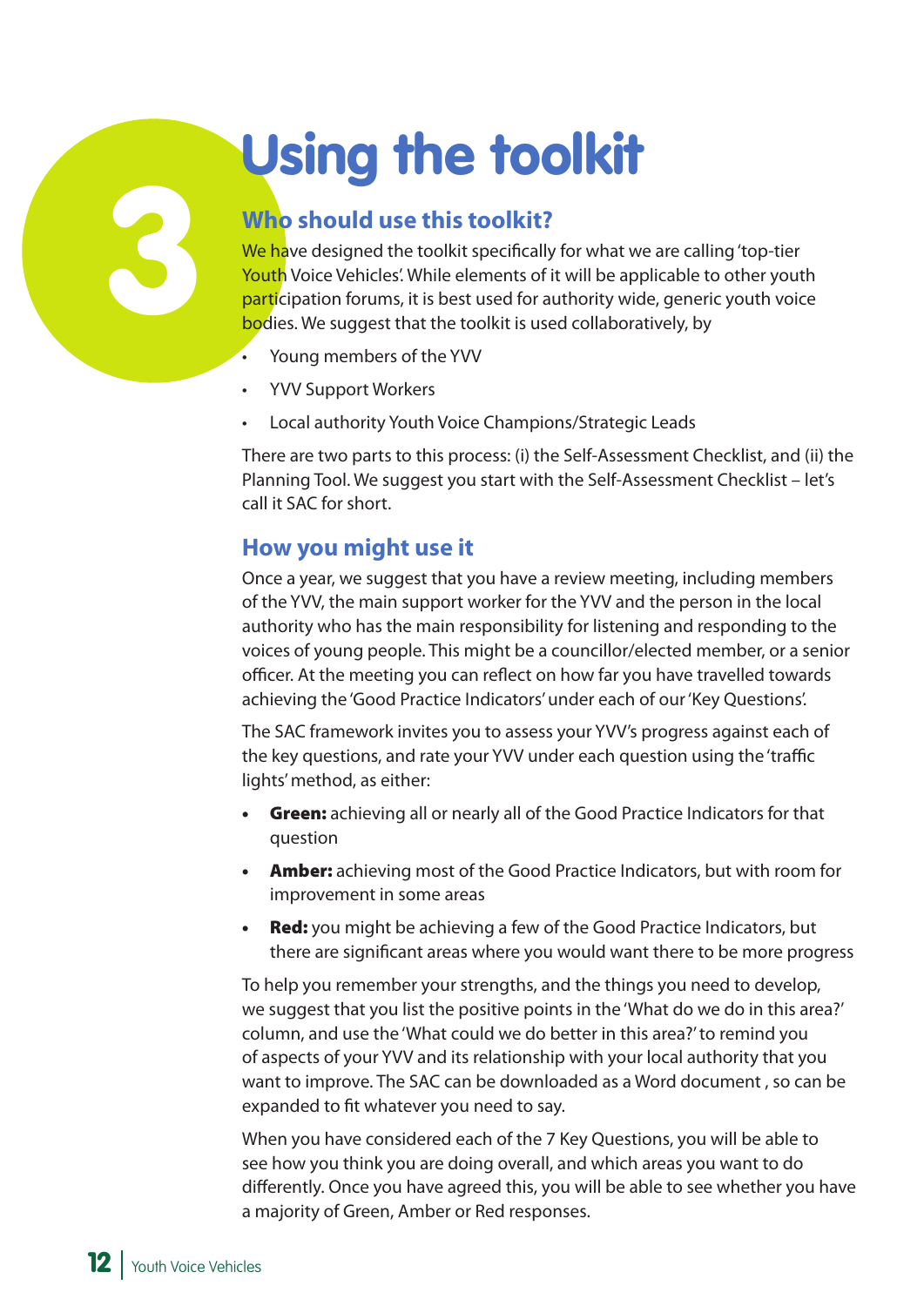# 3 Using the toolkit

## Who should use this toolkit?

We have designed the toolkit specifically for what we are calling 'top-tier Youth Voice Vehicles'. While elements of it will be applicable to other youth participation forums, it is best used for authority wide, generic youth voice bodies. We suggest that the toolkit is used collaboratively, by

- Young members of the YVV
- YVV Support Workers
- Local authority Youth Voice Champions/Strategic Leads

There are two parts to this process: (i) the Self-Assessment Checklist, and (ii) the Planning Tool. We suggest you start with the Self-Assessment Checklist – let's call it SAC for short.

## How you might use it

Once a year, we suggest that you have a review meeting, including members of the YVV, the main support worker for the YVV and the person in the local authority who has the main responsibility for listening and responding to the voices of young people. This might be a councillor/elected member, or a senior officer. At the meeting you can reflect on how far you have travelled towards achieving the 'Good Practice Indicators' under each of our 'Key Questions'.

The SAC framework invites you to assess your YVV's progress against each of the key questions, and rate your YVV under each question using the 'traffic lights' method, as either:

- **Green:** achieving all or nearly all of the Good Practice Indicators for that question
- **Amber:** achieving most of the Good Practice Indicators, but with room for improvement in some areas
- **Red:** you might be achieving a few of the Good Practice Indicators, but there are significant areas where you would want there to be more progress

To help you remember your strengths, and the things you need to develop, we suggest that you list the positive points in the 'What do we do in this area?' column, and use the 'What could we do better in this area?' to remind you of aspects of your YVV and its relationship with your local authority that you want to improve. The SAC can be downloaded as a Word document , so can be expanded to fit whatever you need to say.

When you have considered each of the 7 Key Questions, you will be able to see how you think you are doing overall, and which areas you want to do differently. Once you have agreed this, you will be able to see whether you have a majority of Green, Amber or Red responses.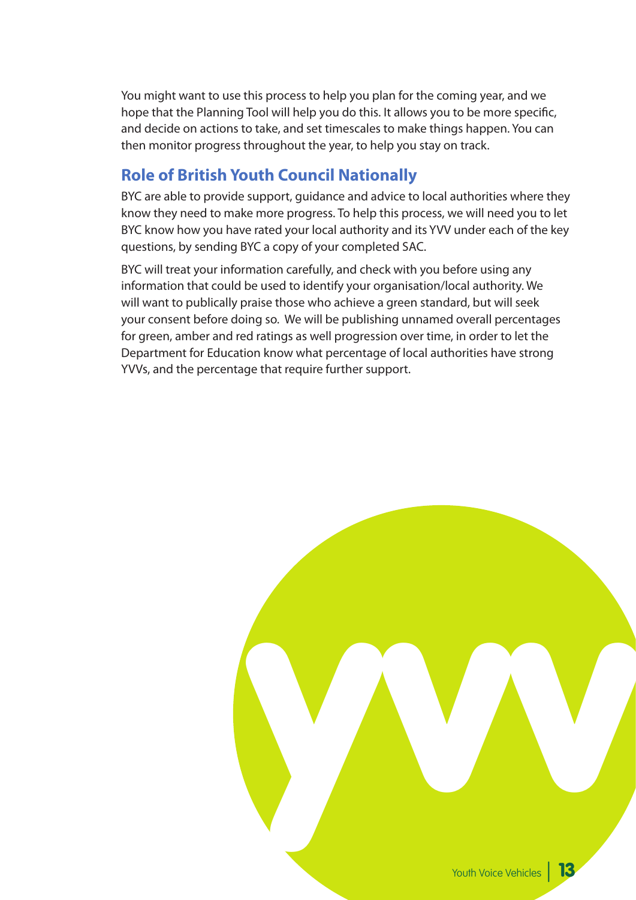You might want to use this process to help you plan for the coming year, and we hope that the Planning Tool will help you do this. It allows you to be more specific, and decide on actions to take, and set timescales to make things happen. You can then monitor progress throughout the year, to help you stay on track.

## Role of British Youth Council Nationally

BYC are able to provide support, guidance and advice to local authorities where they know they need to make more progress. To help this process, we will need you to let BYC know how you have rated your local authority and its YVV under each of the key questions, by sending BYC a copy of your completed SAC.

BYC will treat your information carefully, and check with you before using any information that could be used to identify your organisation/local authority. We will want to publically praise those who achieve a green standard, but will seek your consent before doing so. We will be publishing unnamed overall percentages for green, amber and red ratings as well progression over time, in order to let the Department for Education know what percentage of local authorities have strong YVVs, and the percentage that require further support.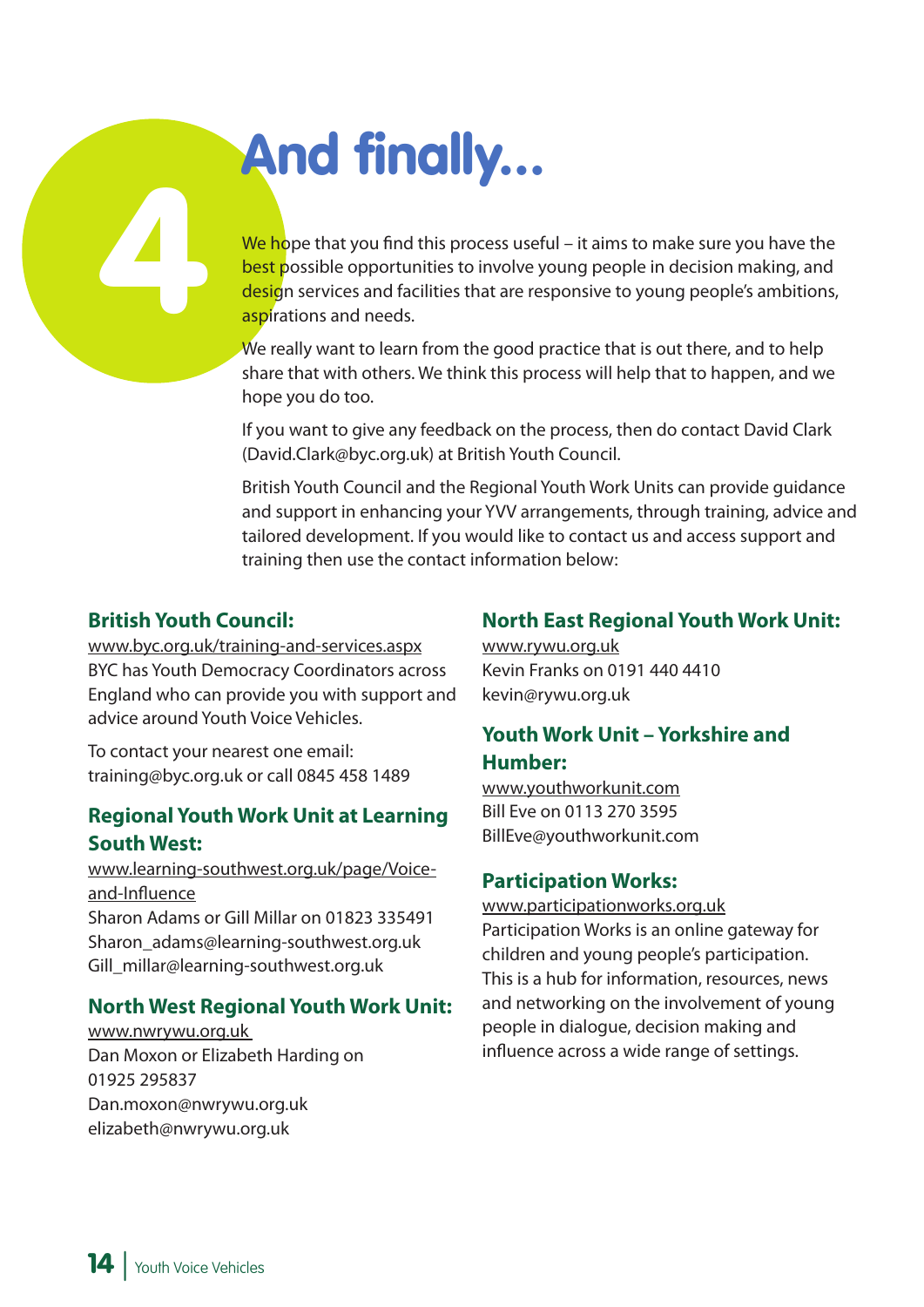# 4 And finally...

We hope that you find this process useful – it aims to make sure you have the best possible opportunities to involve young people in decision making, and design services and facilities that are responsive to young people's ambitions, aspirations and needs.

We really want to learn from the good practice that is out there, and to help share that with others. We think this process will help that to happen, and we hope you do too.

If you want to give any feedback on the process, then do contact David Clark (David.Clark@byc.org.uk) at British Youth Council.

British Youth Council and the Regional Youth Work Units can provide guidance and support in enhancing your YVV arrangements, through training, advice and tailored development. If you would like to contact us and access support and training then use the contact information below:

### British Youth Council:

www.byc.org.uk/training-and-services.aspx
BYC has Youth Democracy Coordinators across England who can provide you with support and advice around Youth Voice Vehicles.

To contact your nearest one email: training@byc.org.uk or call 0845 458 1489

### Regional Youth Work Unit at Learning South West:

www.learning-southwest.org.uk/page/Voice-and-Influence
Sharon Adams or Gill Millar on 01823 335491
Sharon_adams@learning-southwest.org.uk
Gill_millar@learning-southwest.org.uk

### North West Regional Youth Work Unit:

www.nwrywu.org.uk
Dan Moxon or Elizabeth Harding on 01925 295837
Dan.moxon@nwrywu.org.uk
elizabeth@nwrywu.org.uk

### North East Regional Youth Work Unit:

www.rywu.org.uk
Kevin Franks on 0191 440 4410
kevin@rywu.org.uk

### Youth Work Unit – Yorkshire and Humber:

www.youthworkunit.com
Bill Eve on 0113 270 3595
BillEve@youthworkunit.com

### Participation Works:

www.participationworks.org.uk
Participation Works is an online gateway for children and young people's participation. This is a hub for information, resources, news and networking on the involvement of young people in dialogue, decision making and influence across a wide range of settings.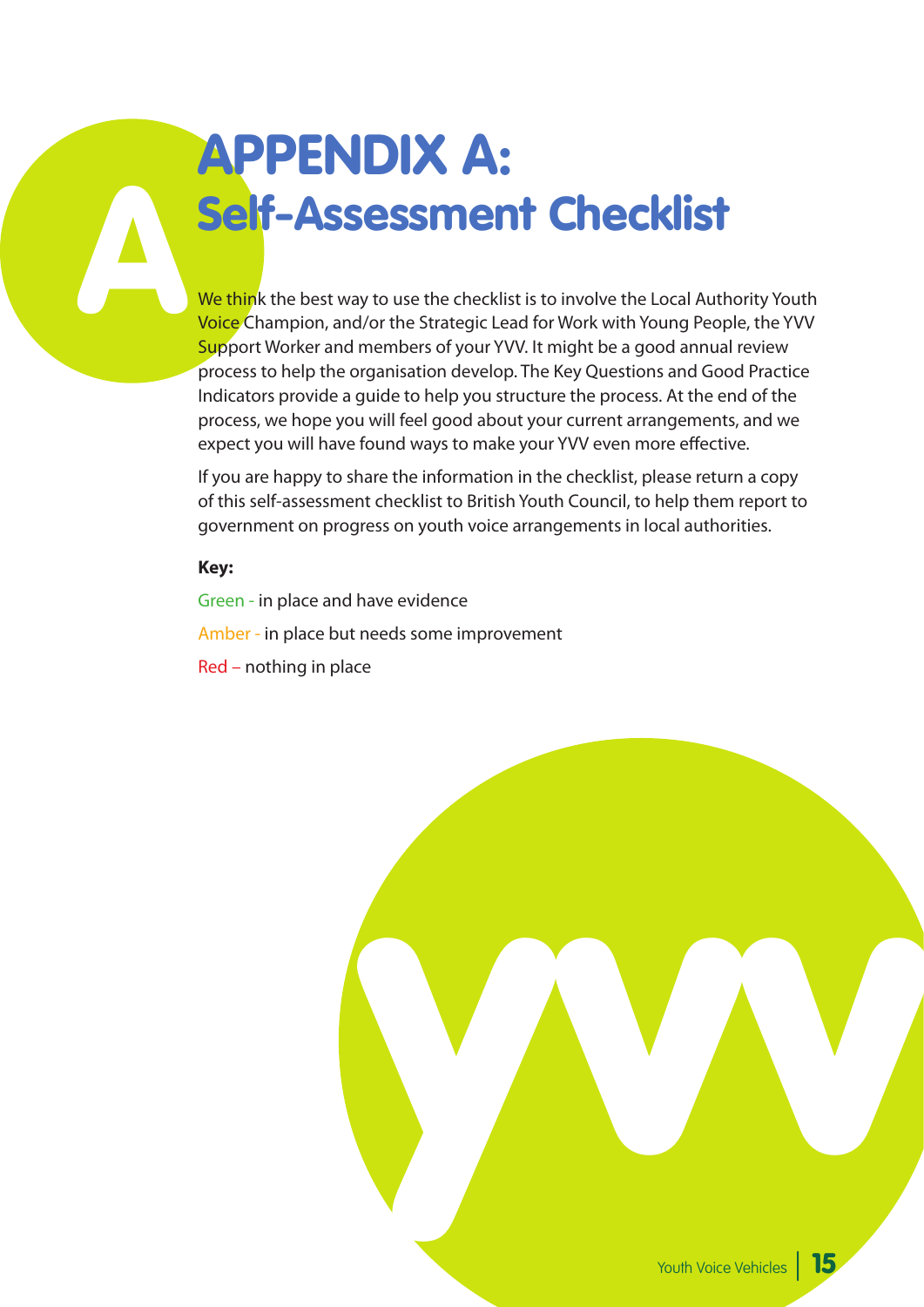# APPENDIX A:
## Self-Assessment Checklist

We think the best way to use the checklist is to involve the Local Authority Youth Voice Champion, and/or the Strategic Lead for Work with Young People, the YVV Support Worker and members of your YVV. It might be a good annual review process to help the organisation develop. The Key Questions and Good Practice Indicators provide a guide to help you structure the process. At the end of the process, we hope you will feel good about your current arrangements, and we expect you will have found ways to make your YVV even more effective.

If you are happy to share the information in the checklist, please return a copy of this self-assessment checklist to British Youth Council, to help them report to government on progress on youth voice arrangements in local authorities.

**Key:**

Green - in place and have evidence

Amber - in place but needs some improvement

Red – nothing in place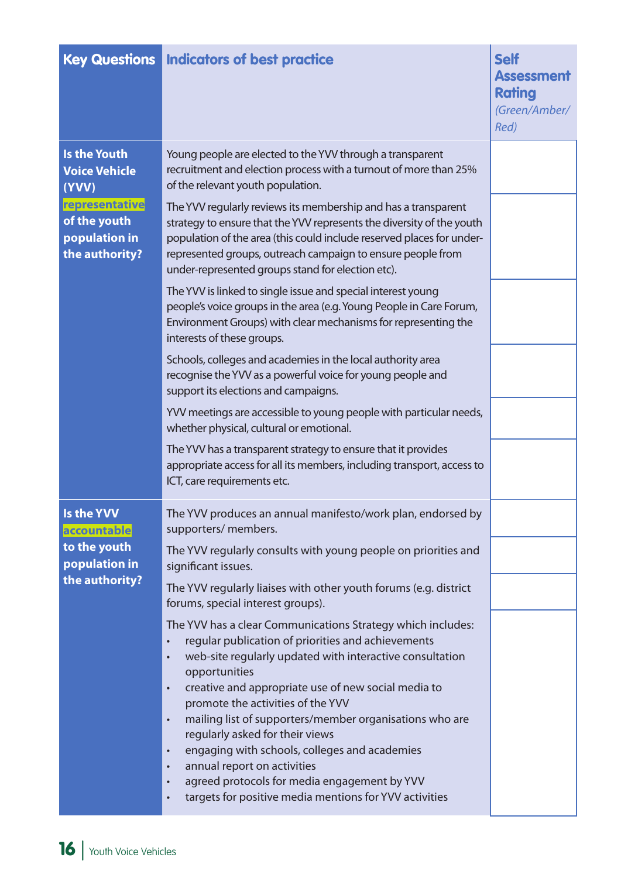| Key Questions | Indicators of best practice | Self Assessment Rating *(Green/Amber/ Red)* |
|---|---|---|
| **Is the Youth Voice Vehicle (YVV) representative of the youth population in the authority?** | Young people are elected to the YVV through a transparent recruitment and election process with a turnout of more than 25% of the relevant youth population. | |
| | The YVV regularly reviews its membership and has a transparent strategy to ensure that the YVV represents the diversity of the youth population of the area (this could include reserved places for under-represented groups, outreach campaign to ensure people from under-represented groups stand for election etc). | |
| | The YVV is linked to single issue and special interest young people's voice groups in the area (e.g. Young People in Care Forum, Environment Groups) with clear mechanisms for representing the interests of these groups. | |
| | Schools, colleges and academies in the local authority area recognise the YVV as a powerful voice for young people and support its elections and campaigns. | |
| | YVV meetings are accessible to young people with particular needs, whether physical, cultural or emotional. | |
| | The YVV has a transparent strategy to ensure that it provides appropriate access for all its members, including transport, access to ICT, care requirements etc. | |
| **Is the YVV accountable to the youth population in the authority?** | The YVV produces an annual manifesto/work plan, endorsed by supporters/ members. | |
| | The YVV regularly consults with young people on priorities and significant issues. | |
| | The YVV regularly liaises with other youth forums (e.g. district forums, special interest groups). | |
| | The YVV has a clear Communications Strategy which includes:<br>• regular publication of priorities and achievements<br>• web-site regularly updated with interactive consultation opportunities<br>• creative and appropriate use of new social media to promote the activities of the YVV<br>• mailing list of supporters/member organisations who are regularly asked for their views<br>• engaging with schools, colleges and academies<br>• annual report on activities<br>• agreed protocols for media engagement by YVV<br>• targets for positive media mentions for YVV activities | |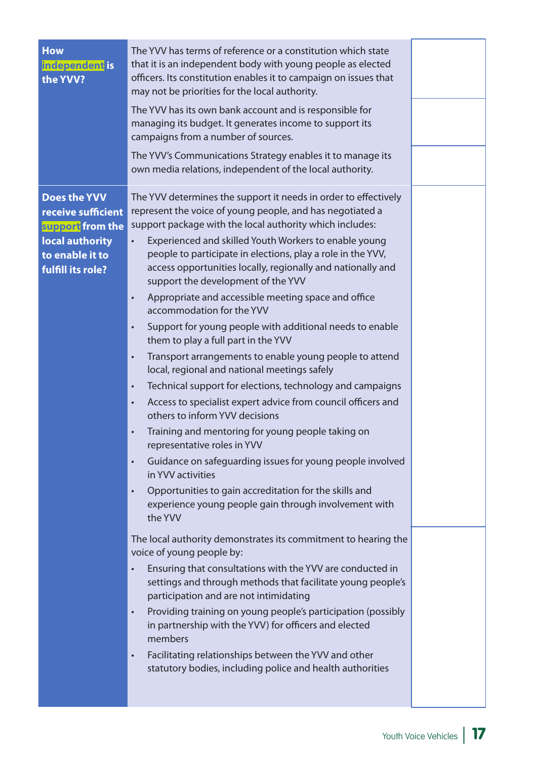| | | |
|---|---|---|
| **How independent is the YVV?** | The YVV has terms of reference or a constitution which state that it is an independent body with young people as elected officers. Its constitution enables it to campaign on issues that may not be priorities for the local authority. | |
| | The YVV has its own bank account and is responsible for managing its budget. It generates income to support its campaigns from a number of sources. | |
| | The YVV's Communications Strategy enables it to manage its own media relations, independent of the local authority. | |
| **Does the YVV receive sufficient support from the local authority to enable it to fulfill its role?** | The YVV determines the support it needs in order to effectively represent the voice of young people, and has negotiated a support package with the local authority which includes:<br>• Experienced and skilled Youth Workers to enable young people to participate in elections, play a role in the YVV, access opportunities locally, regionally and nationally and support the development of the YVV<br>• Appropriate and accessible meeting space and office accommodation for the YVV<br>• Support for young people with additional needs to enable them to play a full part in the YVV<br>• Transport arrangements to enable young people to attend local, regional and national meetings safely<br>• Technical support for elections, technology and campaigns<br>• Access to specialist expert advice from council officers and others to inform YVV decisions<br>• Training and mentoring for young people taking on representative roles in YVV<br>• Guidance on safeguarding issues for young people involved in YVV activities<br>• Opportunities to gain accreditation for the skills and experience young people gain through involvement with the YVV | |
| | The local authority demonstrates its commitment to hearing the voice of young people by:<br>• Ensuring that consultations with the YVV are conducted in settings and through methods that facilitate young people's participation and are not intimidating<br>• Providing training on young people's participation (possibly in partnership with the YVV) for officers and elected members<br>• Facilitating relationships between the YVV and other statutory bodies, including police and health authorities | |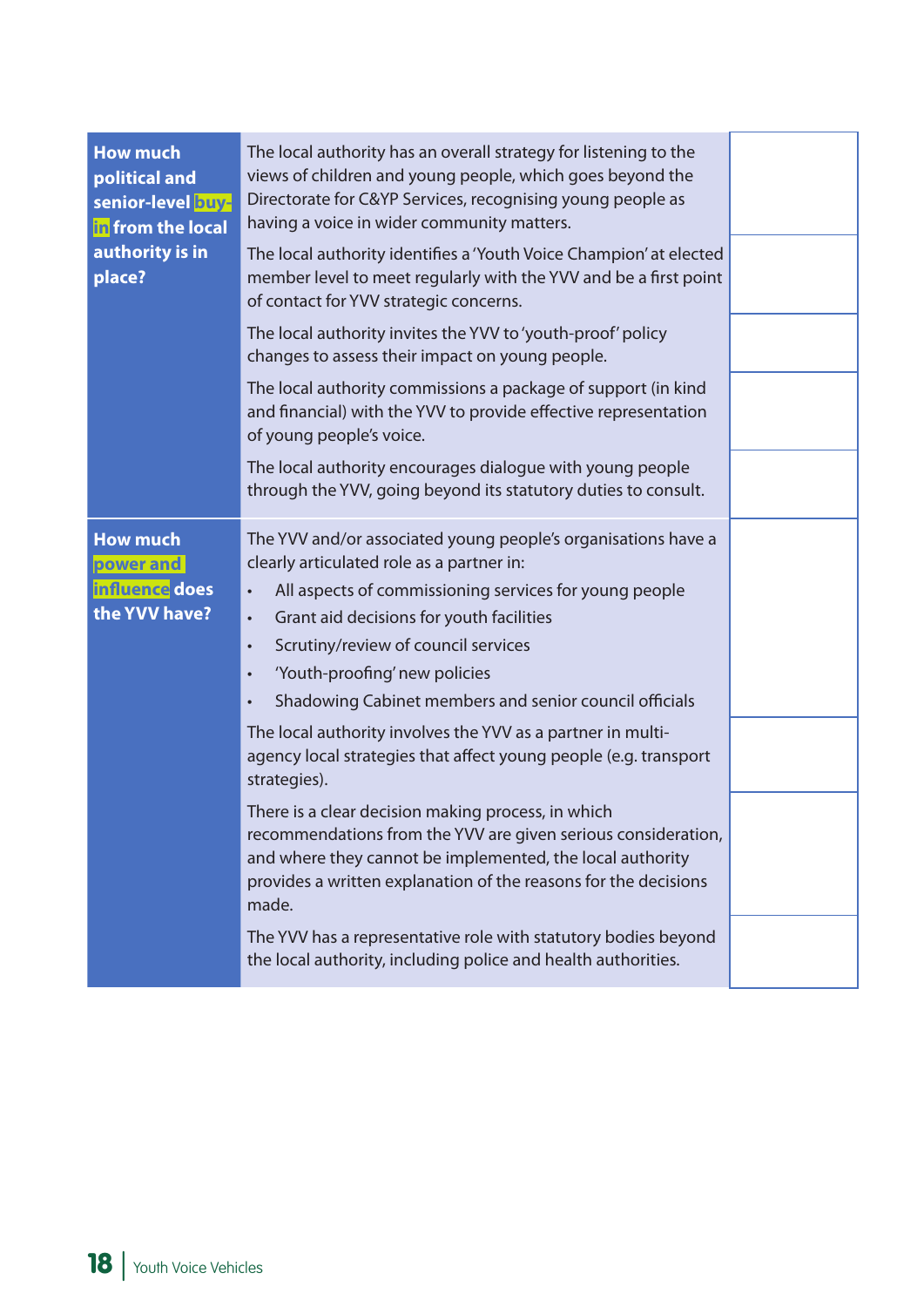| | | |
|---|---|---|
| **How much political and senior-level buy-in from the local authority is in place?** | The local authority has an overall strategy for listening to the views of children and young people, which goes beyond the Directorate for C&YP Services, recognising young people as having a voice in wider community matters. | |
| | The local authority identifies a 'Youth Voice Champion' at elected member level to meet regularly with the YVV and be a first point of contact for YVV strategic concerns. | |
| | The local authority invites the YVV to 'youth-proof' policy changes to assess their impact on young people. | |
| | The local authority commissions a package of support (in kind and financial) with the YVV to provide effective representation of young people's voice. | |
| | The local authority encourages dialogue with young people through the YVV, going beyond its statutory duties to consult. | |
| **How much power and influence does the YVV have?** | The YVV and/or associated young people's organisations have a clearly articulated role as a partner in:<br>• All aspects of commissioning services for young people<br>• Grant aid decisions for youth facilities<br>• Scrutiny/review of council services<br>• 'Youth-proofing' new policies<br>• Shadowing Cabinet members and senior council officials | |
| | The local authority involves the YVV as a partner in multi-agency local strategies that affect young people (e.g. transport strategies). | |
| | There is a clear decision making process, in which recommendations from the YVV are given serious consideration, and where they cannot be implemented, the local authority provides a written explanation of the reasons for the decisions made. | |
| | The YVV has a representative role with statutory bodies beyond the local authority, including police and health authorities. | |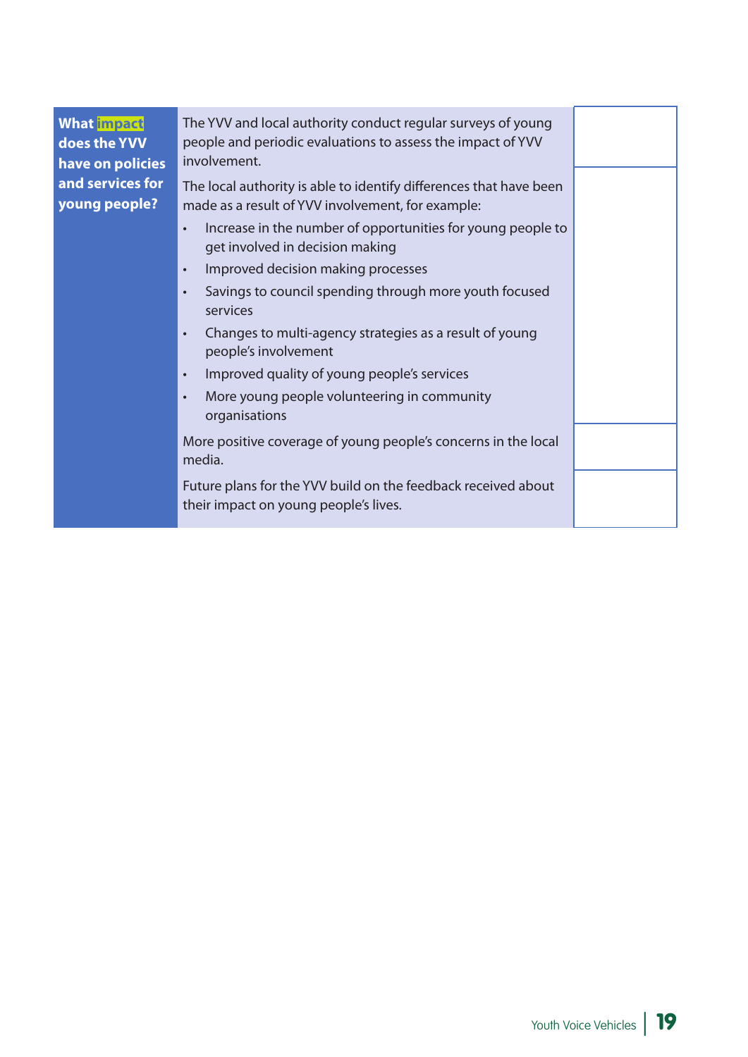| What impact does the YVV have on policies and services for young people? | The YVV and local authority conduct regular surveys of young people and periodic evaluations to assess the impact of YVV involvement. | |
|---|---|---|
| | The local authority is able to identify differences that have been made as a result of YVV involvement, for example:<br>• Increase in the number of opportunities for young people to get involved in decision making<br>• Improved decision making processes<br>• Savings to council spending through more youth focused services<br>• Changes to multi-agency strategies as a result of young people's involvement<br>• Improved quality of young people's services<br>• More young people volunteering in community organisations | |
| | More positive coverage of young people's concerns in the local media. | |
| | Future plans for the YVV build on the feedback received about their impact on young people's lives. | |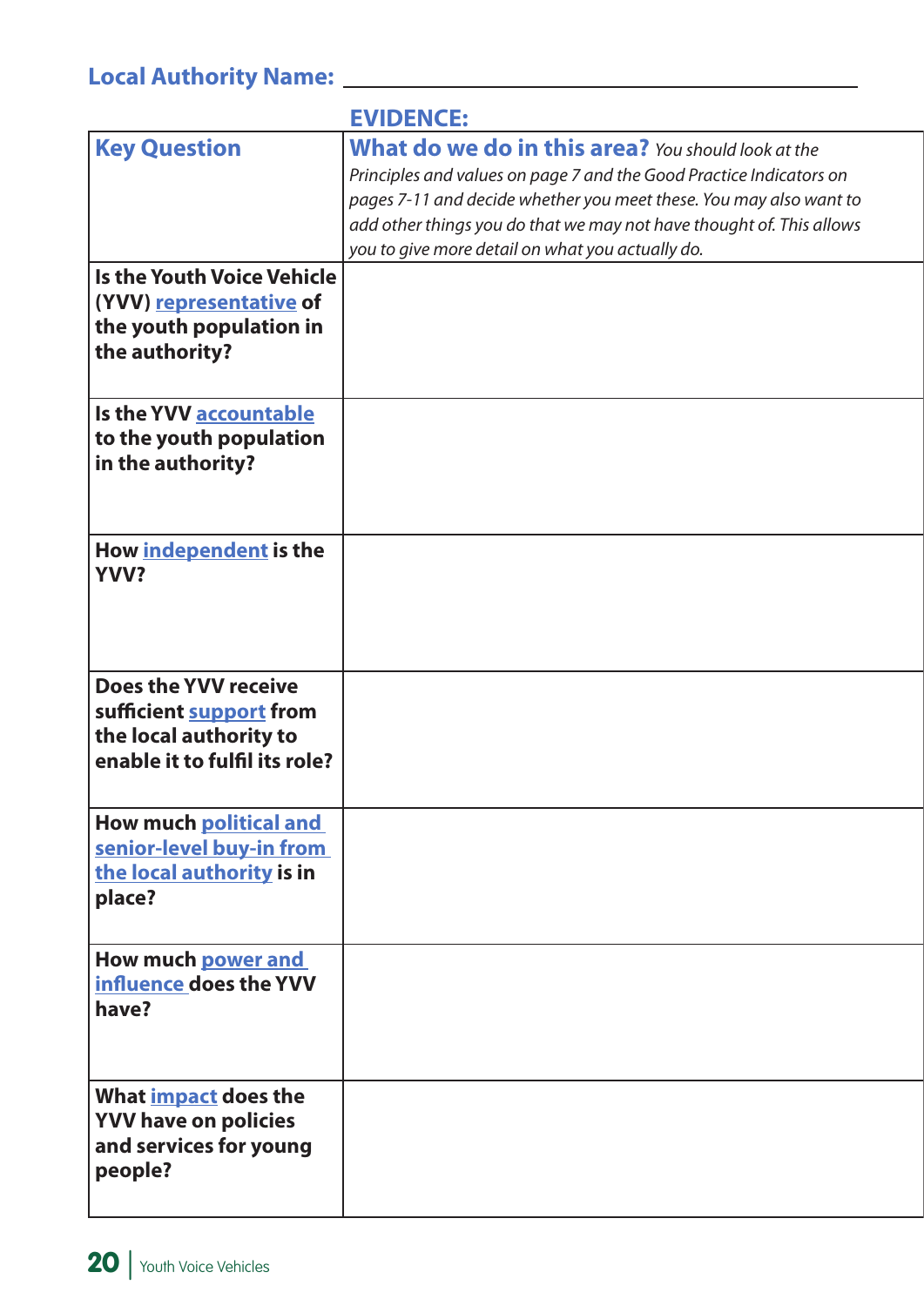**Local Authority Name:** ______________________________

| **Key Question** | **EVIDENCE: What do we do in this area?** *You should look at the Principles and values on page 7 and the Good Practice Indicators on pages 7-11 and decide whether you meet these. You may also want to add other things you do that we may not have thought of. This allows you to give more detail on what you actually do.* |
|---|---|
| **Is the Youth Voice Vehicle (YVV) representative of the youth population in the authority?** | |
| **Is the YVV accountable to the youth population in the authority?** | |
| **How independent is the YVV?** | |
| **Does the YVV receive sufficient support from the local authority to enable it to fulfil its role?** | |
| **How much political and senior-level buy-in from the local authority is in place?** | |
| **How much power and influence does the YVV have?** | |
| **What impact does the YVV have on policies and services for young people?** | |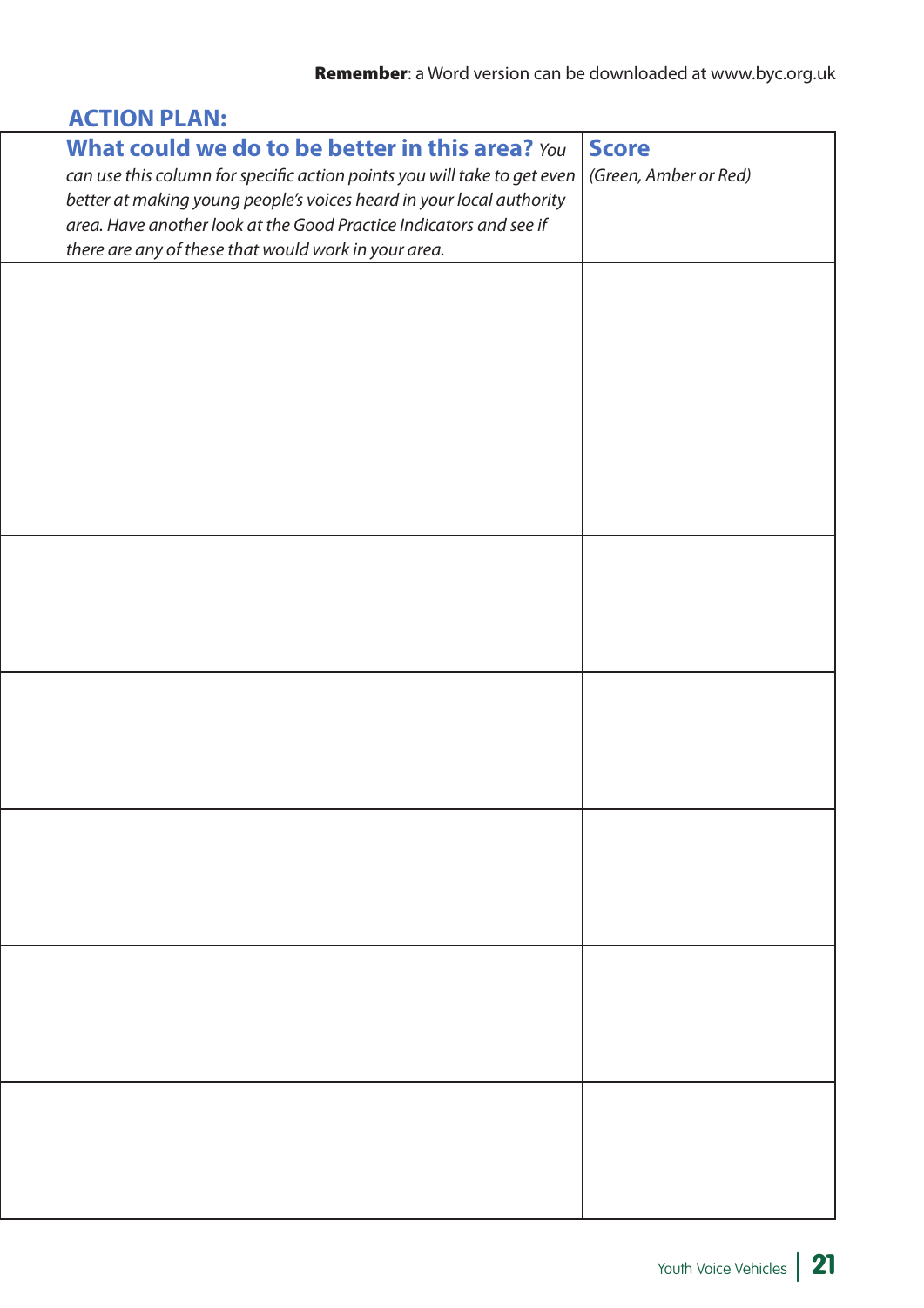**Remember**: a Word version can be downloaded at www.byc.org.uk

## ACTION PLAN:

| **What could we do to be better in this area?** *You can use this column for specific action points you will take to get even better at making young people's voices heard in your local authority area. Have another look at the Good Practice Indicators and see if there are any of these that would work in your area.* | **Score** *(Green, Amber or Red)* |
|---|---|
| | |
| | |
| | |
| | |
| | |
| | |
| | |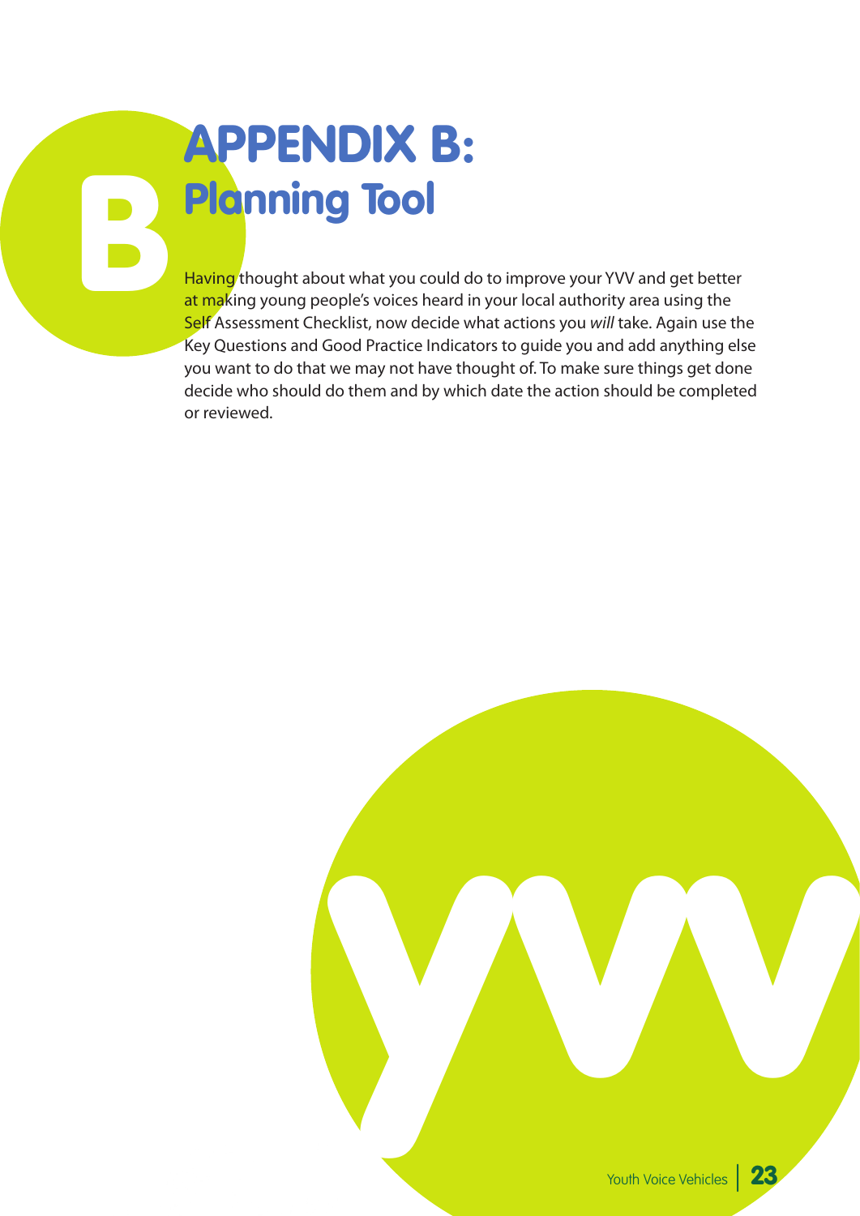# APPENDIX B: Planning Tool

Having thought about what you could do to improve your YVV and get better at making young people's voices heard in your local authority area using the Self Assessment Checklist, now decide what actions you *will* take. Again use the Key Questions and Good Practice Indicators to guide you and add anything else you want to do that we may not have thought of. To make sure things get done decide who should do them and by which date the action should be completed or reviewed.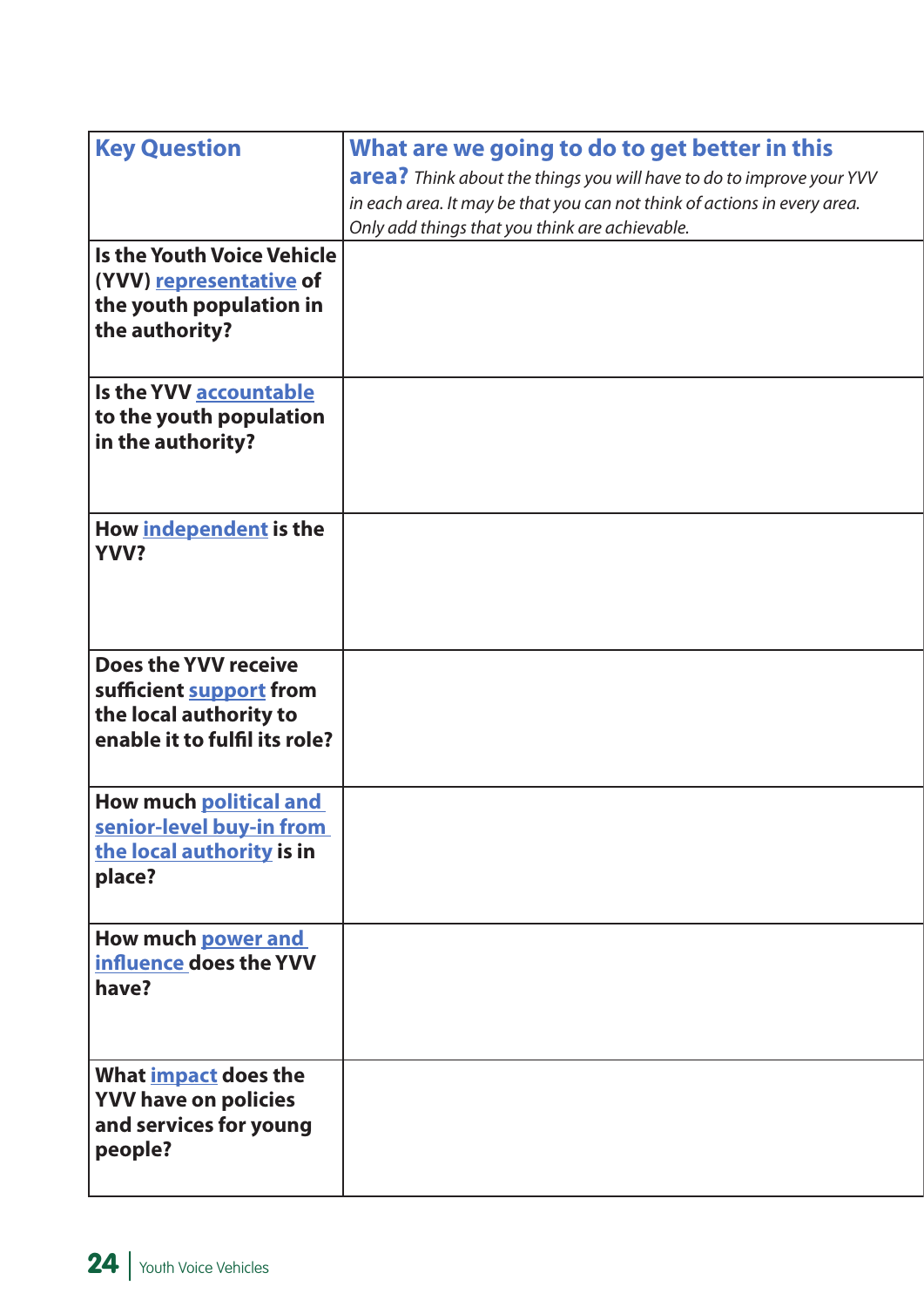| **Key Question** | **What are we going to do to get better in this area?** *Think about the things you will have to do to improve your YVV in each area. It may be that you can not think of actions in every area. Only add things that you think are achievable.* |
|---|---|
| **Is the Youth Voice Vehicle (YVV) representative of the youth population in the authority?** | |
| **Is the YVV accountable to the youth population in the authority?** | |
| **How independent is the YVV?** | |
| **Does the YVV receive sufficient support from the local authority to enable it to fulfil its role?** | |
| **How much political and senior-level buy-in from the local authority is in place?** | |
| **How much power and influence does the YVV have?** | |
| **What impact does the YVV have on policies and services for young people?** | |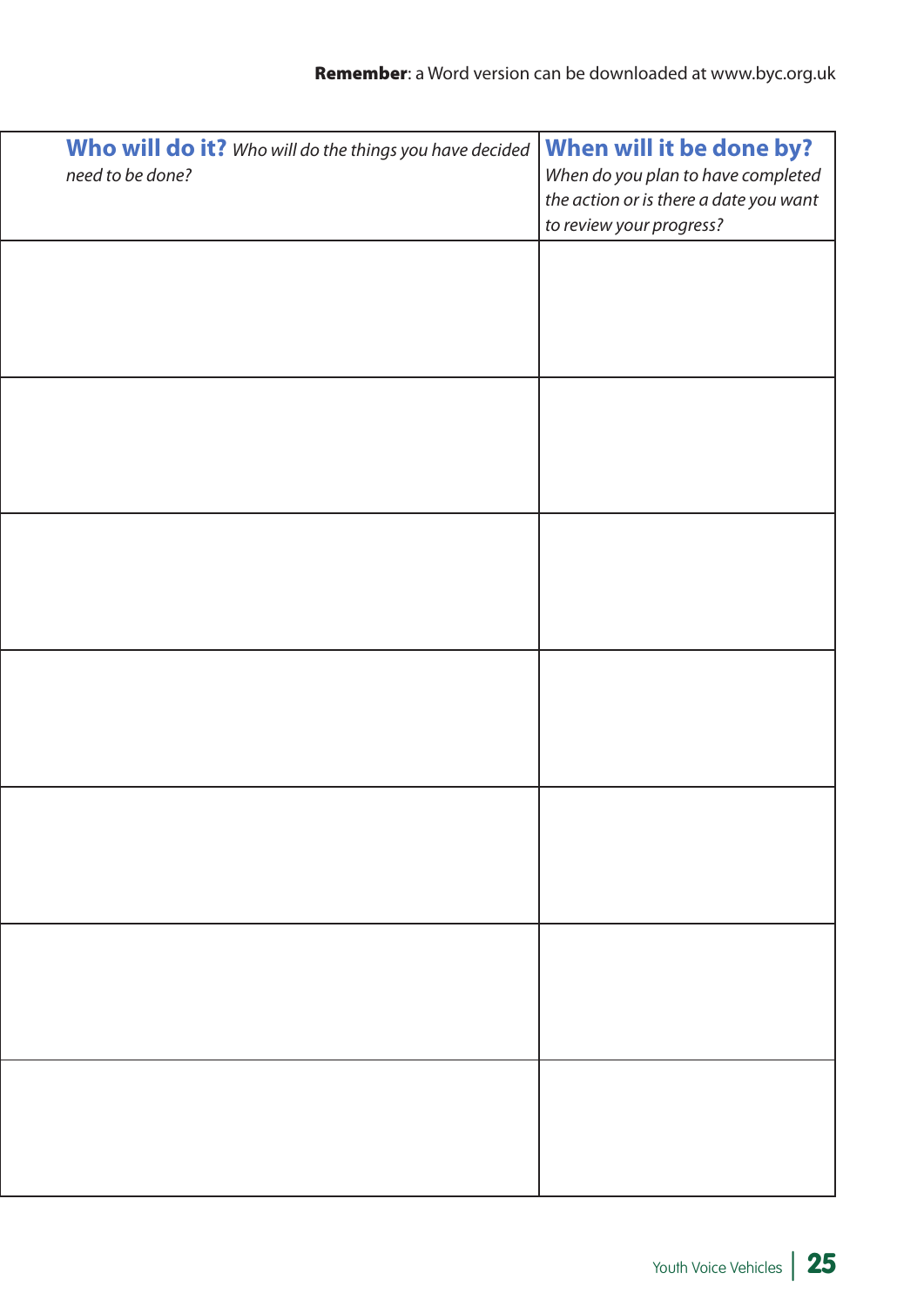**Remember**: a Word version can be downloaded at www.byc.org.uk

| **Who will do it?** *Who will do the things you have decided need to be done?* | **When will it be done by?** *When do you plan to have completed the action or is there a date you want to review your progress?* |
|---|---|
| | |
| | |
| | |
| | |
| | |
| | |
| | |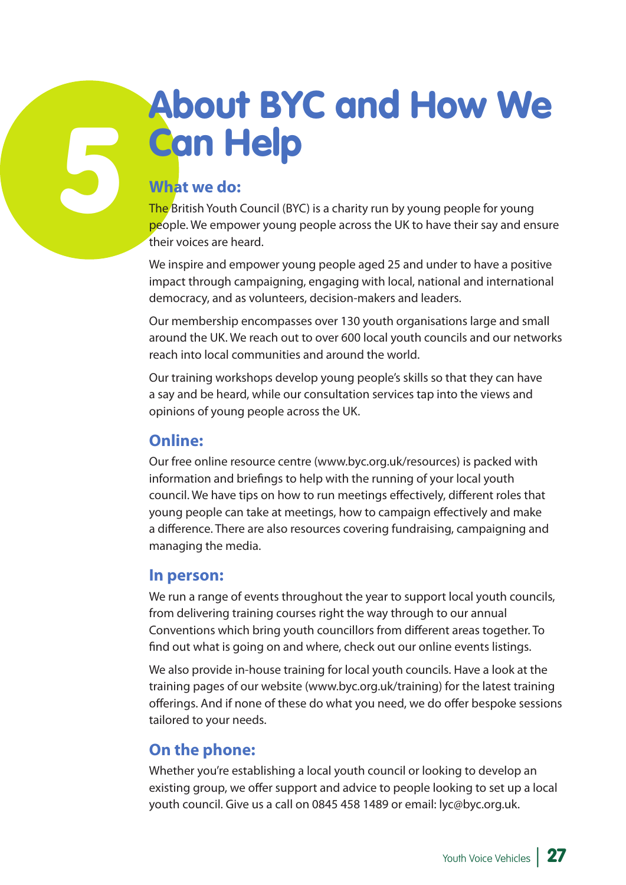# 5 About BYC and How We Can Help

## What we do:

The British Youth Council (BYC) is a charity run by young people for young people. We empower young people across the UK to have their say and ensure their voices are heard.

We inspire and empower young people aged 25 and under to have a positive impact through campaigning, engaging with local, national and international democracy, and as volunteers, decision-makers and leaders.

Our membership encompasses over 130 youth organisations large and small around the UK. We reach out to over 600 local youth councils and our networks reach into local communities and around the world.

Our training workshops develop young people's skills so that they can have a say and be heard, while our consultation services tap into the views and opinions of young people across the UK.

## Online:

Our free online resource centre (www.byc.org.uk/resources) is packed with information and briefings to help with the running of your local youth council. We have tips on how to run meetings effectively, different roles that young people can take at meetings, how to campaign effectively and make a difference. There are also resources covering fundraising, campaigning and managing the media.

## In person:

We run a range of events throughout the year to support local youth councils, from delivering training courses right the way through to our annual Conventions which bring youth councillors from different areas together. To find out what is going on and where, check out our online events listings.

We also provide in-house training for local youth councils. Have a look at the training pages of our website (www.byc.org.uk/training) for the latest training offerings. And if none of these do what you need, we do offer bespoke sessions tailored to your needs.

## On the phone:

Whether you're establishing a local youth council or looking to develop an existing group, we offer support and advice to people looking to set up a local youth council. Give us a call on 0845 458 1489 or email: lyc@byc.org.uk.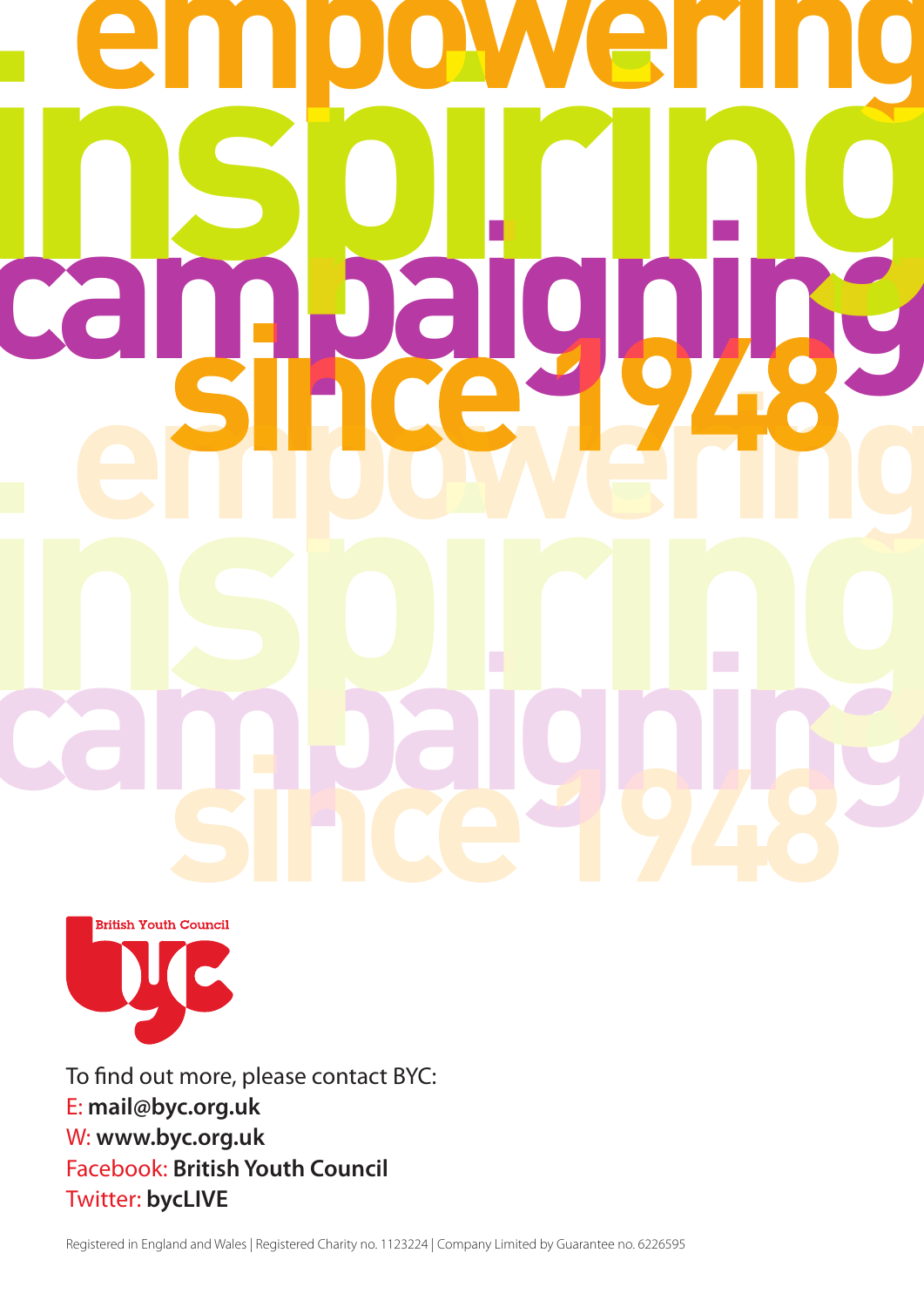empowering
inspiring
campaigning
since 1948

empowering
inspiring
campaigning
since 1948

British Youth Council

byc

To find out more, please contact BYC:
E: **mail@byc.org.uk**
W: **www.byc.org.uk**
Facebook: **British Youth Council**
Twitter: **bycLIVE**

Registered in England and Wales | Registered Charity no. 1123224 | Company Limited by Guarantee no. 6226595